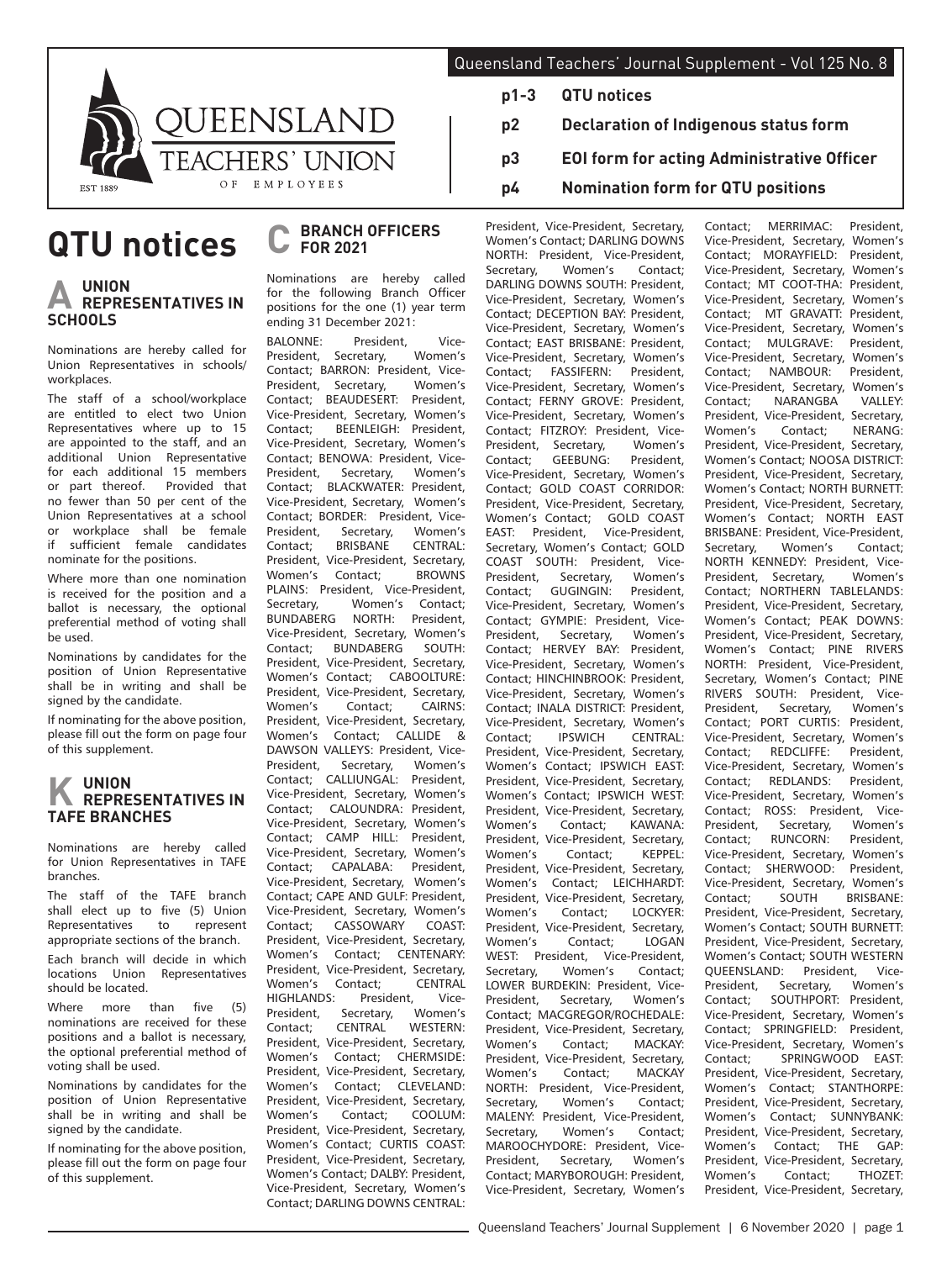# QUEENSLAND TEACHERS' UNION OF EMPLOYEES

EST 1889

- **p1-3 QTU notices**
- **p2 Declaration of Indigenous status form**
- **p3 EOI form for acting Administrative Officer**
- **p4 Nomination form for QTU positions**

# QTU notices

## A UNION REPRESENTATIVES IN SCHOOLS

Nominations are hereby called for Union Representatives in schools/ workplaces.

The staff of a school/workplace are entitled to elect two Union Representatives where up to 15 are appointed to the staff, and an additional Union Representative for each additional 15 members or part thereof. Provided that no fewer than 50 per cent of the Union Representatives at a school or workplace shall be female if sufficient female candidates nominate for the positions.

Where more than one nomination is received for the position and a ballot is necessary, the optional preferential method of voting shall be used.

Nominations by candidates for the position of Union Representative shall be in writing and shall be signed by the candidate.

If nominating for the above position, please fill out the form on page four of this supplement.

## K UNION REPRESENTATIVES IN TAFE BRANCHES

Nominations are hereby called for Union Representatives in TAFE branches.

The staff of the TAFE branch shall elect up to five (5) Union Representatives to represent appropriate sections of the branch.

Each branch will decide in which locations Union Representatives should be located.

Where more than five (5) nominations are received for these positions and a ballot is necessary, the optional preferential method of voting shall be used.

Nominations by candidates for the position of Union Representative shall be in writing and shall be signed by the candidate.

If nominating for the above position, please fill out the form on page four of this supplement.

## C BRANCH OFFICERS FOR 2021

Nominations are hereby called for the following Branch Officer positions for the one (1) year term ending 31 December 2021:

BALONNE: President, Vice-President, Secretary, Women's Contact; BARRON: President, Vice-President, Secretary, Women's Contact; BEAUDESERT: President, Vice-President, Secretary, Women's Contact; BEENLEIGH: President, Vice-President, Secretary, Women's Contact; BENOWA: President, Vice-President, Secretary, Women's Contact; BLACKWATER: President, Vice-President, Secretary, Women's Contact; BORDER: President, Vice-President, Secretary, Women's Contact; BRISBANE CENTRAL: President, Vice-President, Secretary, Women's Contact; BROWNS PLAINS: President, Vice-President, Secretary, Women's Contact; BUNDABERG NORTH: President, Vice-President, Secretary, Women's Contact; BUNDABERG SOUTH: President, Vice-President, Secretary, Women's Contact; CABOOLTURE: President, Vice-President, Secretary, Women's Contact; CAIRNS: President, Vice-President, Secretary, Women's Contact; CALLIDE & DAWSON VALLEYS: President, Vice-President, Secretary, Women's Contact; CALLIUNGAL: President, Vice-President, Secretary, Women's Contact; CALOUNDRA: President, Vice-President, Secretary, Women's Contact; CAMP HILL: President, Vice-President, Secretary, Women's Contact; CAPALABA: President, Vice-President, Secretary, Women's Contact; CAPE AND GULF: President, Vice-President, Secretary, Women's Contact; CASSOWARY COAST: President, Vice-President, Secretary, Women's Contact; CENTENARY: President, Vice-President, Secretary, Women's Contact; CENTRAL HIGHLANDS: President, Vice-President, Secretary, Women's Contact; CENTRAL WESTERN: President, Vice-President, Secretary, Women's Contact; CHERMSIDE: President, Vice-President, Secretary, Women's Contact; CLEVELAND: President, Vice-President, Secretary, Women's Contact; COOLUM: President, Vice-President, Secretary, Women's Contact; CURTIS COAST: President, Vice-President, Secretary, Women's Contact; DALBY: President, Vice-President, Secretary, Women's Contact; DARLING DOWNS CENTRAL: President, Vice-President, Secretary, Women's Contact; DARLING DOWNS NORTH: President, Vice-President, Secretary, Women's Contact; DARLING DOWNS SOUTH: President, Vice-President, Secretary, Women's Contact; DECEPTION BAY: President, Vice-President, Secretary, Women's Contact; EAST BRISBANE: President, Vice-President, Secretary, Women's Contact; FASSIFERN: President, Vice-President, Secretary, Women's Contact; FERNY GROVE: President, Vice-President, Secretary, Women's Contact; FITZROY: President, Vice-President, Secretary, Women's Contact; GEEBUNG: President, Vice-President, Secretary, Women's Contact; GOLD COAST CORRIDOR: President, Vice-President, Secretary, Women's Contact; GOLD COAST EAST: President, Vice-President, Secretary, Women's Contact; GOLD COAST SOUTH: President, Vice-President, Secretary, Women's Contact; GUGINGIN: President, Vice-President, Secretary, Women's Contact; GYMPIE: President, Vice-President, Secretary, Women's Contact; HERVEY BAY: President, Vice-President, Secretary, Women's Contact; HINCHINBROOK: President, Vice-President, Secretary, Women's Contact; INALA DISTRICT: President, Vice-President, Secretary, Women's Contact; IPSWICH CENTRAL: President, Vice-President, Secretary, Women's Contact; IPSWICH EAST: President, Vice-President, Secretary, Women's Contact; IPSWICH WEST: President, Vice-President, Secretary, Women's Contact; KAWANA: President, Vice-President, Secretary, Women's Contact; KEPPEL: President, Vice-President, Secretary, Women's Contact; LEICHHARDT: President, Vice-President, Secretary, Women's Contact; LOCKYER: President, Vice-President, Secretary, Women's Contact; LOGAN WEST: President, Vice-President, Secretary, Women's Contact; LOWER BURDEKIN: President, Vice-President, Secretary, Women's Contact; MACGREGOR/ROCHEDALE: President, Vice-President, Secretary, Women's Contact; MACKAY: President, Vice-President, Secretary, Women's Contact; MACKAY NORTH: President, Vice-President, Secretary, Women's Contact; MALENY: President, Vice-President, Secretary, Women's Contact; MAROOCHYDORE: President, Vice-President, Secretary, Women's Contact; MARYBOROUGH: President, Vice-President, Secretary, Women's Contact; MERRIMAC: President, Vice-President, Secretary, Women's Contact; MORAYFIELD: President, Vice-President, Secretary, Women's Contact; MT COOT-THA: President, Vice-President, Secretary, Women's Contact; MT GRAVATT: President, Vice-President, Secretary, Women's Contact; MULGRAVE: President, Vice-President, Secretary, Women's Contact; NAMBOUR: President, Vice-President, Secretary, Women's Contact; NARANGBA VALLEY: President, Vice-President, Secretary, Women's Contact; NERANG: President, Vice-President, Secretary, Women's Contact; NOOSA DISTRICT: President, Vice-President, Secretary, Women's Contact; NORTH BURNETT: President, Vice-President, Secretary, Women's Contact; NORTH EAST BRISBANE: President, Vice-President, Secretary, Women's Contact; NORTH KENNEDY: President, Vice-President, Secretary, Women's Contact; NORTHERN TABLELANDS: President, Vice-President, Secretary, Women's Contact; PEAK DOWNS: President, Vice-President, Secretary, Women's Contact; PINE RIVERS NORTH: President, Vice-President, Secretary, Women's Contact; PINE RIVERS SOUTH: President, Vice-President, Secretary, Women's Contact; PORT CURTIS: President, Vice-President, Secretary, Women's Contact; REDCLIFFE: President, Vice-President, Secretary, Women's Contact; REDLANDS: President, Vice-President, Secretary, Women's Contact; ROSS: President, Vice-President, Secretary, Women's Contact; RUNCORN: President, Vice-President, Secretary, Women's Contact; SHERWOOD: President, Vice-President, Secretary, Women's Contact; SOUTH BRISBANE: President, Vice-President, Secretary, Women's Contact; SOUTH BURNETT: President, Vice-President, Secretary, Women's Contact; SOUTH WESTERN QUEENSLAND: President, Vice-President, Secretary, Women's Contact; SOUTHPORT: President, Vice-President, Secretary, Women's Contact; SPRINGFIELD: President, Vice-President, Secretary, Women's Contact; SPRINGWOOD EAST: President, Vice-President, Secretary, Women's Contact; STANTHORPE: President, Vice-President, Secretary, Women's Contact; SUNNYBANK: President, Vice-President, Secretary, Women's Contact; THE GAP: President, Vice-President, Secretary, Women's Contact; THOZET: President, Vice-President, Secretary,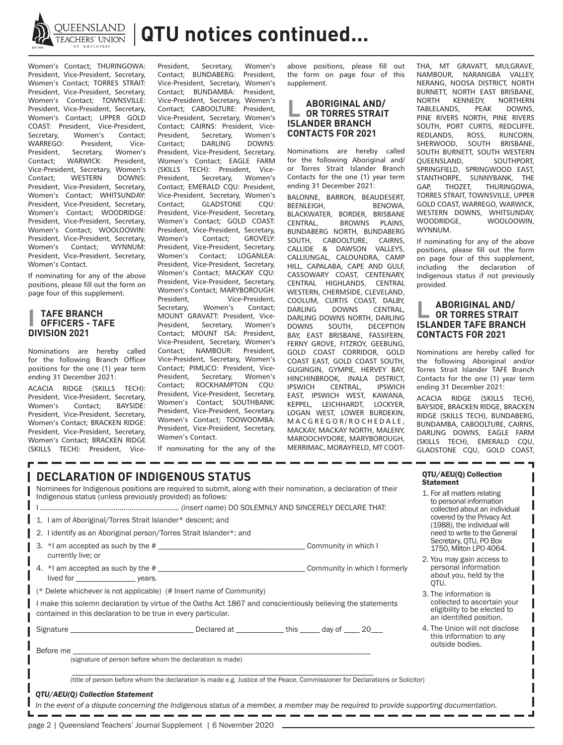# QTU notices continued...

Women's Contact; THURINGOWA: President, Vice-President, Secretary, Women's Contact; TORRES STRAIT: President, Vice-President, Secretary, Women's Contact; TOWNSVILLE: President, Vice-President, Secretary, Women's Contact; UPPER GOLD COAST: President, Vice-President, Secretary, Women's Contact; WARREGO: President, Vice-President, Secretary, Women's Contact; WARWICK: President, Vice-President, Secretary, Women's Contact; WESTERN DOWNS: President, Vice-President, Secretary, Women's Contact; WHITSUNDAY: President, Vice-President, Secretary, Women's Contact; WOODRIDGE: President, Vice-President, Secretary, Women's Contact; WOOLOOWIN: President, Vice-President, Secretary, Women's Contact; WYNNUM: President, Vice-President, Secretary, Women's Contact.

If nominating for any of the above positions, please fill out the form on page four of this supplement.

## TAFE BRANCH OFFICERS - TAFE DIVISION 2021

Nominations are hereby called for the following Branch Officer positions for the one (1) year term ending 31 December 2021:

ACACIA RIDGE (SKILLS TECH): President, Vice-President, Secretary, Women's Contact; BAYSIDE: President, Vice-President, Secretary, Women's Contact; BRACKEN RIDGE: President, Vice-President, Secretary, Women's Contact; BRACKEN RIDGE (SKILLS TECH): President, Vice-President, Secretary, Women's Contact; BUNDABERG: President, Vice-President, Secretary, Women's Contact; BUNDAMBA: President, Vice-President, Secretary, Women's Contact; CABOOLTURE: President, Vice-President, Secretary, Women's Contact; CAIRNS: President, Vice-President, Secretary, Women's Contact; DARLING DOWNS: President, Vice-President, Secretary, Women's Contact; EAGLE FARM (SKILLS TECH): President, Vice-President, Secretary, Women's Contact; EMERALD CQU: President, Vice-President, Secretary, Women's Contact; GLADSTONE CQU: President, Vice-President, Secretary, Women's Contact; GOLD COAST: President, Vice-President, Secretary, Women's Contact; GROVELY: President, Vice-President, Secretary, Women's Contact; LOGANLEA: President, Vice-President, Secretary, Women's Contact; MACKAY CQU: President, Vice-President, Secretary, Women's Contact; MARYBOROUGH: President, Vice-President, Secretary, Women's Contact; MOUNT GRAVATT: President, Vice-President, Secretary, Women's Contact; MOUNT ISA: President, Vice-President, Secretary, Women's Contact; NAMBOUR: President, Vice-President, Secretary, Women's Contact; PIMLICO: President, Vice-President, Secretary, Women's Contact; ROCKHAMPTON CQU: President, Vice-President, Secretary, Women's Contact; SOUTHBANK: President, Vice-President, Secretary, Women's Contact; TOOWOOMBA: President, Vice-President, Secretary, Women's Contact.

If nominating for the any of the above positions, please fill out the form on page four of this supplement.

## ABORIGINAL AND/ OR TORRES STRAIT ISLANDER BRANCH CONTACTS FOR 2021

Nominations are hereby called for the following Aboriginal and/ or Torres Strait Islander Branch Contacts for the one (1) year term ending 31 December 2021:

BALONNE, BARRON, BEAUDESERT, BEENLEIGH, BENOWA, BLACKWATER, BORDER, BRISBANE CENTRAL, BROWNS PLAINS, BUNDABERG NORTH, BUNDABERG SOUTH, CABOOLTURE, CAIRNS, CALLIDE & DAWSON VALLEYS, CALLIUNGAL, CALOUNDRA, CAMP HILL, CAPALABA, CAPE AND GULF, CASSOWARY COAST, CENTENARY, CENTRAL HIGHLANDS, CENTRAL WESTERN, CHERMSIDE, CLEVELAND, COOLUM, CURTIS COAST, DALBY, DARLING DOWNS CENTRAL, DARLING DOWNS NORTH, DARLING DOWNS SOUTH, DECEPTION BAY, EAST BRISBANE, FASSIFERN, FERNY GROVE, FITZROY, GEEBUNG, GOLD COAST CORRIDOR, GOLD COAST EAST, GOLD COAST SOUTH, GUGINGIN, GYMPIE, HERVEY BAY, HINCHINBROOK, INALA DISTRICT, IPSWICH CENTRAL, IPSWICH EAST, IPSWICH WEST, KAWANA, KEPPEL, LEICHHARDT, LOCKYER, LOGAN WEST, LOWER BURDEKIN, MACGREGOR/ROCHEDALE, MACKAY, MACKAY NORTH, MALENY, MAROOCHYDORE, MARYBOROUGH, MERRIMAC, MORAYFIELD, MT COOTTHA, MT GRAVATT, MULGRAVE, NAMBOUR, NARANGBA VALLEY, NERANG, NOOSA DISTRICT, NORTH BURNETT, NORTH EAST BRISBANE, NORTH KENNEDY, NORTHERN TABLELANDS, PEAK DOWNS, PINE RIVERS NORTH, PINE RIVERS SOUTH, PORT CURTIS, REDCLIFFE, REDLANDS, ROSS, RUNCORN, SHERWOOD, SOUTH BRISBANE, SOUTH BURNETT, SOUTH WESTERN QUEENSLAND, SOUTHPORT, SPRINGFIELD, SPRINGWOOD EAST, STANTHORPE, SUNNYBANK, THE GAP, THOZET, THURINGOWA, TORRES STRAIT, TOWNSVILLE, UPPER GOLD COAST, WARREGO, WARWICK, WESTERN DOWNS, WHITSUNDAY, WOODRIDGE, WOOLOOWIN, WYNNUM.

If nominating for any of the above positions, please fill out the form on page four of this supplement, including the declaration of Indigenous status if not previously provided.

## ABORIGINAL AND/ OR TORRES STRAIT ISLANDER TAFE BRANCH CONTACTS FOR 2021

Nominations are hereby called for the following Aboriginal and/or Torres Strait Islander TAFE Branch Contacts for the one (1) year term ending 31 December 2021:

ACACIA RIDGE (SKILLS TECH), BAYSIDE, BRACKEN RIDGE, BRACKEN RIDGE (SKILLS TECH), BUNDABERG, BUNDAMBA, CABOOLTURE, CAIRNS, DARLING DOWNS, EAGLE FARM (SKILLS TECH), EMERALD CQU, GLADSTONE CQU, GOLD COAST,

---

## DECLARATION OF INDIGENOUS STATUS

Nominees for Indigenous positions are required to submit, along with their nomination, a declaration of their Indigenous status (unless previously provided) as follows:

I ..................................................................... *(insert name)* DO SOLEMNLY AND SINCERELY DECLARE THAT:

1. I am of Aboriginal/Torres Strait Islander* descent; and
2. I identify as an Aboriginal person/Torres Strait Islander*; and
3. *I am accepted as such by the # ____________________________________ Community in which I currently live; or
4. *I am accepted as such by the # ____________________________________ Community in which I formerly lived for _______________ years.

(* Delete whichever is not applicable) (# Insert name of Community)

I make this solemn declaration by virtue of the Oaths Act 1867 and conscientiously believing the statements contained in this declaration to be true in every particular.

Signature ______________________________ Declared at ____________ this _____ day of ____ 20___

Before me ____________________________________________________________________________

(signature of person before whom the declaration is made)

______________________________________________________________________________

(title of person before whom the declaration is made e.g. Justice of the Peace, Commissioner for Declarations or Solicitor)

***QTU/AEU(Q) Collection Statement***

*In the event of a dispute concerning the Indigenous status of a member, a member may be required to provide supporting documentation.*

### QTU/AEU(Q) Collection Statement

1. For all matters relating to personal information collected about an individual covered by the Privacy Act (1988), the individual will need to write to the General Secretary, QTU, PO Box 1750, Milton LPO 4064.
2. You may gain access to personal information about you, held by the QTU.
3. The information is collected to ascertain your eligibility to be elected to an identified position.
4. The Union will not disclose this information to any outside bodies.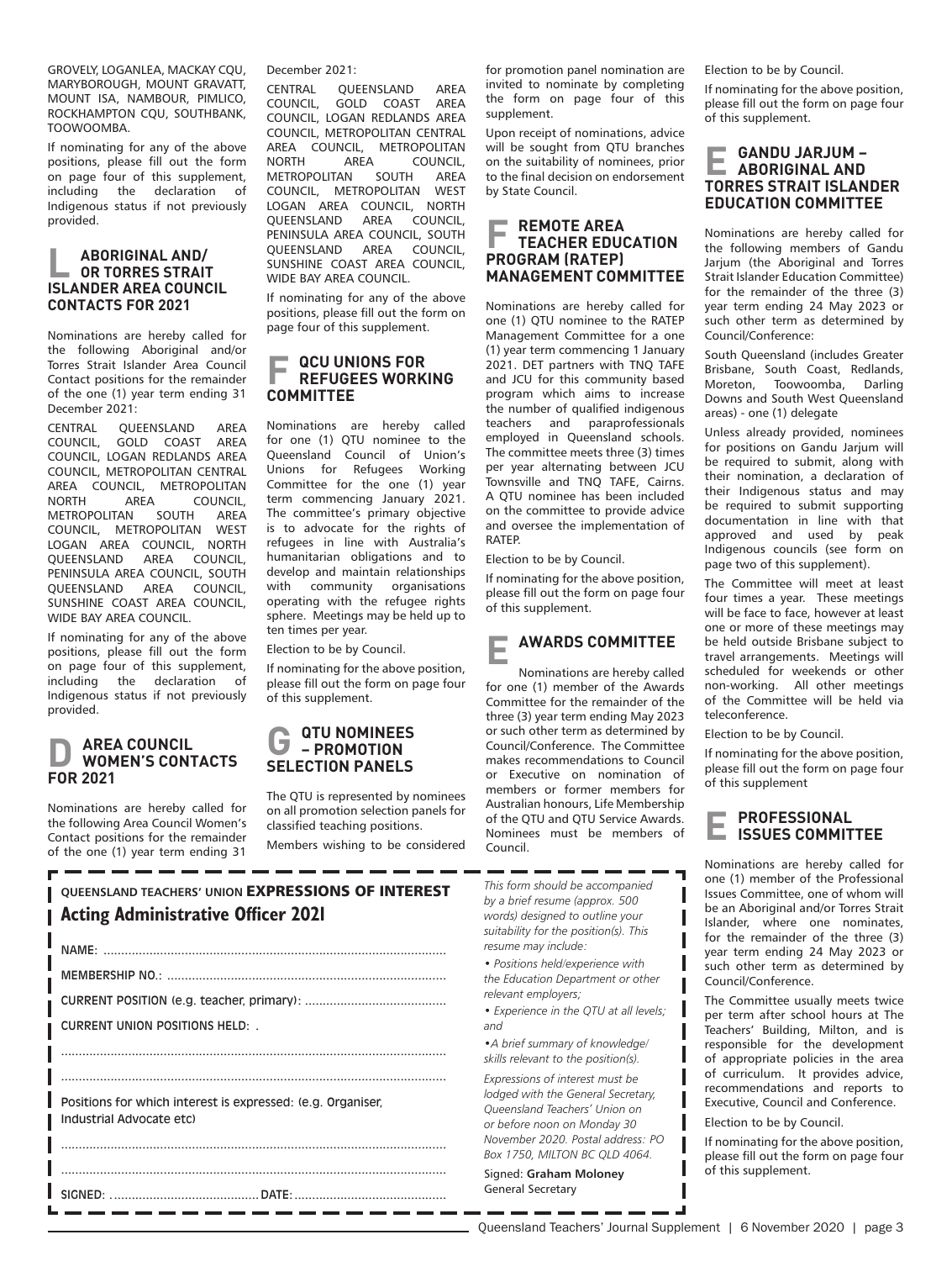GROVELY, LOGANLEA, MACKAY CQU, MARYBOROUGH, MOUNT GRAVATT, MOUNT ISA, NAMBOUR, PIMLICO, ROCKHAMPTON CQU, SOUTHBANK, TOOWOOMBA.

If nominating for any of the above positions, please fill out the form on page four of this supplement, including the declaration of Indigenous status if not previously provided.

## L ABORIGINAL AND/ OR TORRES STRAIT ISLANDER AREA COUNCIL CONTACTS FOR 2021

Nominations are hereby called for the following Aboriginal and/or Torres Strait Islander Area Council Contact positions for the remainder of the one (1) year term ending 31 December 2021:

CENTRAL QUEENSLAND AREA COUNCIL, GOLD COAST AREA COUNCIL, LOGAN REDLANDS AREA COUNCIL, METROPOLITAN CENTRAL AREA COUNCIL, METROPOLITAN NORTH AREA COUNCIL, METROPOLITAN SOUTH AREA COUNCIL, METROPOLITAN WEST LOGAN AREA COUNCIL, NORTH QUEENSLAND AREA COUNCIL, PENINSULA AREA COUNCIL, SOUTH QUEENSLAND AREA COUNCIL, SUNSHINE COAST AREA COUNCIL, WIDE BAY AREA COUNCIL.

If nominating for any of the above positions, please fill out the form on page four of this supplement, including the declaration of Indigenous status if not previously provided.

## D AREA COUNCIL WOMEN'S CONTACTS FOR 2021

Nominations are hereby called for the following Area Council Women's Contact positions for the remainder of the one (1) year term ending 31 December 2021:

CENTRAL QUEENSLAND AREA COUNCIL, GOLD COAST AREA COUNCIL, LOGAN REDLANDS AREA COUNCIL, METROPOLITAN CENTRAL AREA COUNCIL, METROPOLITAN NORTH AREA COUNCIL, METROPOLITAN SOUTH AREA COUNCIL, METROPOLITAN WEST LOGAN AREA COUNCIL, NORTH QUEENSLAND AREA COUNCIL, PENINSULA AREA COUNCIL, SOUTH QUEENSLAND AREA COUNCIL, SUNSHINE COAST AREA COUNCIL, WIDE BAY AREA COUNCIL.

If nominating for any of the above positions, please fill out the form on page four of this supplement.

## F QCU UNIONS FOR REFUGEES WORKING COMMITTEE

Nominations are hereby called for one (1) QTU nominee to the Queensland Council of Union's Unions for Refugees Working Committee for the one (1) year term commencing January 2021. The committee's primary objective is to advocate for the rights of refugees in line with Australia's humanitarian obligations and to develop and maintain relationships with community organisations operating with the refugee rights sphere. Meetings may be held up to ten times per year.

Election to be by Council.

If nominating for the above position, please fill out the form on page four of this supplement.

## G QTU NOMINEES – PROMOTION SELECTION PANELS

The QTU is represented by nominees on all promotion selection panels for classified teaching positions.

Members wishing to be considered for promotion panel nomination are invited to nominate by completing the form on page four of this supplement.

Upon receipt of nominations, advice will be sought from QTU branches on the suitability of nominees, prior to the final decision on endorsement by State Council.

## F REMOTE AREA TEACHER EDUCATION PROGRAM (RATEP) MANAGEMENT COMMITTEE

Nominations are hereby called for one (1) QTU nominee to the RATEP Management Committee for a one (1) year term commencing 1 January 2021. DET partners with TNQ TAFE and JCU for this community based program which aims to increase the number of qualified indigenous teachers and paraprofessionals employed in Queensland schools. The committee meets three (3) times per year alternating between JCU Townsville and TNQ TAFE, Cairns. A QTU nominee has been included on the committee to provide advice and oversee the implementation of RATEP.

Election to be by Council.

If nominating for the above position, please fill out the form on page four of this supplement.

## E AWARDS COMMITTEE

Nominations are hereby called for one (1) member of the Awards Committee for the remainder of the three (3) year term ending May 2023 or such other term as determined by Council/Conference. The Committee makes recommendations to Council or Executive on nomination of members or former members for Australian honours, Life Membership of the QTU and QTU Service Awards. Nominees must be members of Council.

Election to be by Council.

If nominating for the above position, please fill out the form on page four of this supplement.

## E GANDU JARJUM – ABORIGINAL AND TORRES STRAIT ISLANDER EDUCATION COMMITTEE

Nominations are hereby called for the following members of Gandu Jarjum (the Aboriginal and Torres Strait Islander Education Committee) for the remainder of the three (3) year term ending 24 May 2023 or such other term as determined by Council/Conference:

South Queensland (includes Greater Brisbane, South Coast, Redlands, Moreton, Toowoomba, Darling Downs and South West Queensland areas) - one (1) delegate

Unless already provided, nominees for positions on Gandu Jarjum will be required to submit, along with their nomination, a declaration of their Indigenous status and may be required to submit supporting documentation in line with that approved and used by peak Indigenous councils (see form on page two of this supplement).

The Committee will meet at least four times a year. These meetings will be face to face, however at least one or more of these meetings may be held outside Brisbane subject to travel arrangements. Meetings will scheduled for weekends or other non-working. All other meetings of the Committee will be held via teleconference.

Election to be by Council.

If nominating for the above position, please fill out the form on page four of this supplement

## E PROFESSIONAL ISSUES COMMITTEE

Nominations are hereby called for one (1) member of the Professional Issues Committee, one of whom will be an Aboriginal and/or Torres Strait Islander, where one nominates, for the remainder of the three (3) year term ending 24 May 2023 or such other term as determined by Council/Conference.

The Committee usually meets twice per term after school hours at The Teachers' Building, Milton, and is responsible for the development of appropriate policies in the area of curriculum. It provides advice, recommendations and reports to Executive, Council and Conference.

Election to be by Council.

If nominating for the above position, please fill out the form on page four of this supplement.

---

QUEENSLAND TEACHERS' UNION **EXPRESSIONS OF INTEREST**

## Acting Administrative Officer 2021

NAME: ..............................................................................................

MEMBERSHIP NO.: ............................................................................

CURRENT POSITION (e.g. teacher, primary): .......................................

CURRENT UNION POSITIONS HELD: .

..........................................................................................................

..........................................................................................................

Positions for which interest is expressed: (e.g. Organiser, Industrial Advocate etc)

..........................................................................................................

..........................................................................................................

SIGNED: ......................................... DATE: ...........................................

*This form should be accompanied by a brief resume (approx. 500 words) designed to outline your suitability for the position(s). This resume may include:*

- *Positions held/experience with the Education Department or other relevant employers;*
- *Experience in the QTU at all levels; and*
- *A brief summary of knowledge/skills relevant to the position(s).*

*Expressions of interest must be lodged with the General Secretary, Queensland Teachers' Union on or before noon on Monday 30 November 2020. Postal address: PO Box 1750, MILTON BC QLD 4064.*

Signed: **Graham Moloney**
General Secretary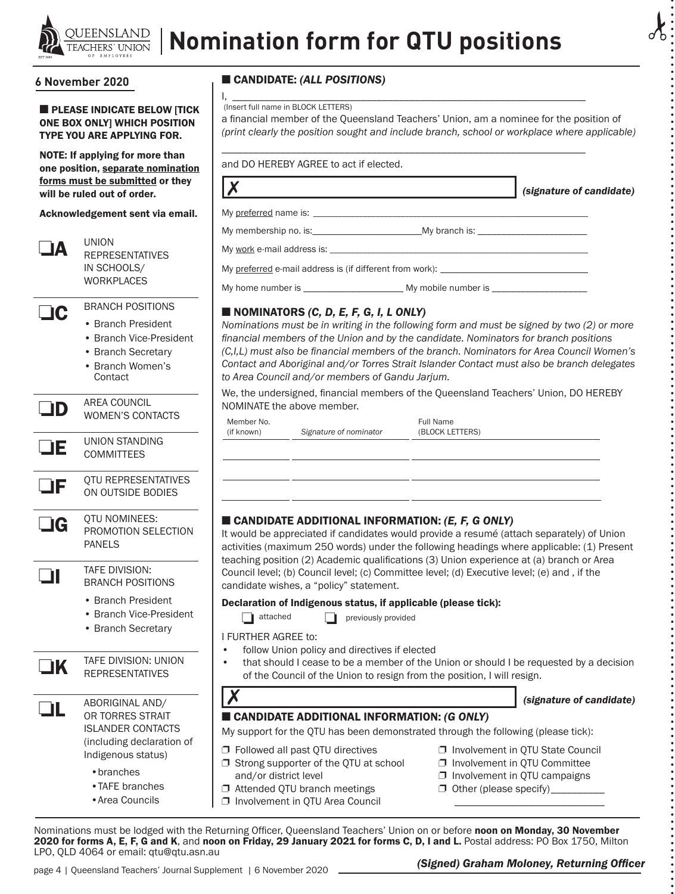# Nomination form for QTU positions

QUEENSLAND TEACHERS' UNION OF EMPLOYEES

**6 November 2020**

**■ PLEASE INDICATE BELOW [TICK ONE BOX ONLY] WHICH POSITION TYPE YOU ARE APPLYING FOR.**

**NOTE: If applying for more than one position, separate nomination forms must be submitted or they will be ruled out of order.**

**Acknowledgement sent via email.**

❑ **A** UNION REPRESENTATIVES IN SCHOOLS/ WORKPLACES

❑ **C** BRANCH POSITIONS
- Branch President
- Branch Vice-President
- Branch Secretary
- Branch Women's Contact

❑ **D** AREA COUNCIL WOMEN'S CONTACTS

❑ **E** UNION STANDING COMMITTEES

❑ **F** QTU REPRESENTATIVES ON OUTSIDE BODIES

❑ **G** QTU NOMINEES: PROMOTION SELECTION PANELS

❑ **I** TAFE DIVISION: BRANCH POSITIONS
- Branch President
- Branch Vice-President
- Branch Secretary

❑ **K** TAFE DIVISION: UNION REPRESENTATIVES

❑ **L** ABORIGINAL AND/ OR TORRES STRAIT ISLANDER CONTACTS (including declaration of Indigenous status)
- branches
- TAFE branches
- Area Councils

## ■ CANDIDATE: *(ALL POSITIONS)*

I, ______________________________________________
(Insert full name in BLOCK LETTERS)

a financial member of the Queensland Teachers' Union, am a nominee for the position of *(print clearly the position sought and include branch, school or workplace where applicable)*

______________________________________________

and DO HEREBY AGREE to act if elected.

✗ ______________________ *(signature of candidate)*

My preferred name is: ______________________________

My membership no. is: ____________ My branch is: ____________

My work e-mail address is: ______________________________

My preferred e-mail address is (if different from work): ______________

My home number is ____________ My mobile number is ____________

## ■ NOMINATORS *(C, D, E, F, G, I, L ONLY)*

*Nominations must be in writing in the following form and must be signed by two (2) or more financial members of the Union and by the candidate. Nominators for branch positions (C,I,L) must also be financial members of the branch. Nominators for Area Council Women's Contact and Aboriginal and/or Torres Strait Islander Contact must also be branch delegates to Area Council and/or members of Gandu Jarjum.*

We, the undersigned, financial members of the Queensland Teachers' Union, DO HEREBY NOMINATE the above member.

| Member No. (if known) | *Signature of nominator* | Full Name (BLOCK LETTERS) |
|---|---|---|
| | | |
| | | |
| | | |

## ■ CANDIDATE ADDITIONAL INFORMATION: *(E, F, G ONLY)*

It would be appreciated if candidates would provide a resumé (attach separately) of Union activities (maximum 250 words) under the following headings where applicable: (1) Present teaching position (2) Academic qualifications (3) Union experience at (a) branch or Area Council level; (b) Council level; (c) Committee level; (d) Executive level; (e) and , if the candidate wishes, a "policy" statement.

**Declaration of Indigenous status, if applicable (please tick):**

❑ attached ❑ previously provided

I FURTHER AGREE to:
- follow Union policy and directives if elected
- that should I cease to be a member of the Union or should I be requested by a decision of the Council of the Union to resign from the position, I will resign.

✗ ______________________ *(signature of candidate)*

## ■ CANDIDATE ADDITIONAL INFORMATION: *(G ONLY)*

My support for the QTU has been demonstrated through the following (please tick):

- ❒ Followed all past QTU directives
- ❒ Strong supporter of the QTU at school and/or district level
- ❒ Attended QTU branch meetings
- ❒ Involvement in QTU Area Council
- ❒ Involvement in QTU State Council
- ❒ Involvement in QTU Committee
- ❒ Involvement in QTU campaigns
- ❒ Other (please specify)____________

Nominations must be lodged with the Returning Officer, Queensland Teachers' Union on or before **noon on Monday, 30 November 2020 for forms A, E, F, G and K**, and **noon on Friday, 29 January 2021 for forms C, D, I and L.** Postal address: PO Box 1750, Milton LPO, QLD 4064 or email: qtu@qtu.asn.au

***(Signed) Graham Moloney, Returning Officer***